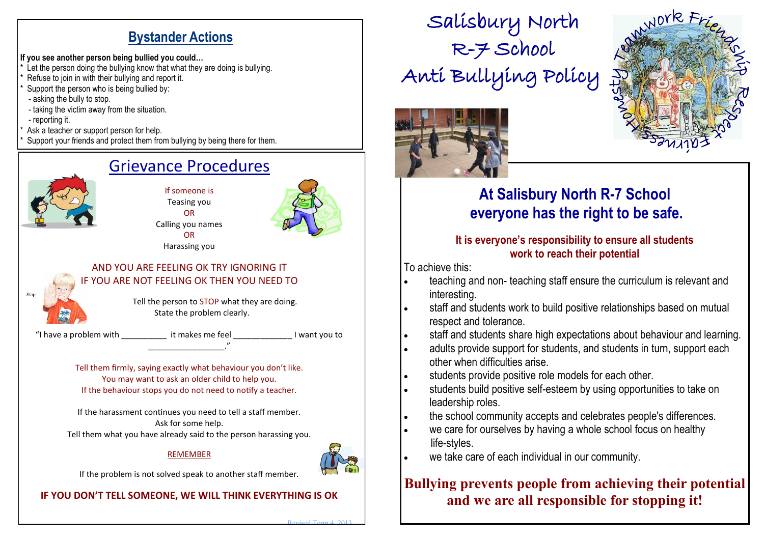## Bystander Actions

**If you see another person being bullied you could…**

* Let the person doing the bullying know that what they are doing is bullying.
* Refuse to join in with their bullying and report it.
* Support the person who is being bullied by:
  - asking the bully to stop.
  - taking the victim away from the situation.
  - reporting it.
* Ask a teacher or support person for help.
* Support your friends and protect them from bullying by being there for them.

## Grievance Procedures

If someone is
Teasing you
OR
Calling you names
OR
Harassing you

AND YOU ARE FEELING OK TRY IGNORING IT
IF YOU ARE NOT FEELING OK THEN YOU NEED TO

Tell the person to STOP what they are doing.
State the problem clearly.

"I have a problem with __________ it makes me feel _____________ I want you to _________________."

Tell them firmly, saying exactly what behaviour you don't like.
You may want to ask an older child to help you.
If the behaviour stops you do not need to notify a teacher.

If the harassment continues you need to tell a staff member.
Ask for some help.
Tell them what you have already said to the person harassing you.

REMEMBER

If the problem is not solved speak to another staff member.

**IF YOU DON'T TELL SOMEONE, WE WILL THINK EVERYTHING IS OK**

Revised Term 4 2013

# Salisbury North R-7 School Anti Bullying Policy

Teamwork Friendship Respect Fairness Honesty

## At Salisbury North R-7 School everyone has the right to be safe.

### It is everyone's responsibility to ensure all students work to reach their potential

To achieve this:

- teaching and non- teaching staff ensure the curriculum is relevant and interesting.
- staff and students work to build positive relationships based on mutual respect and tolerance.
- staff and students share high expectations about behaviour and learning.
- adults provide support for students, and students in turn, support each other when difficulties arise.
- students provide positive role models for each other.
- students build positive self-esteem by using opportunities to take on leadership roles.
- the school community accepts and celebrates people's differences.
- we care for ourselves by having a whole school focus on healthy life-styles.
- we take care of each individual in our community.

**Bullying prevents people from achieving their potential and we are all responsible for stopping it!**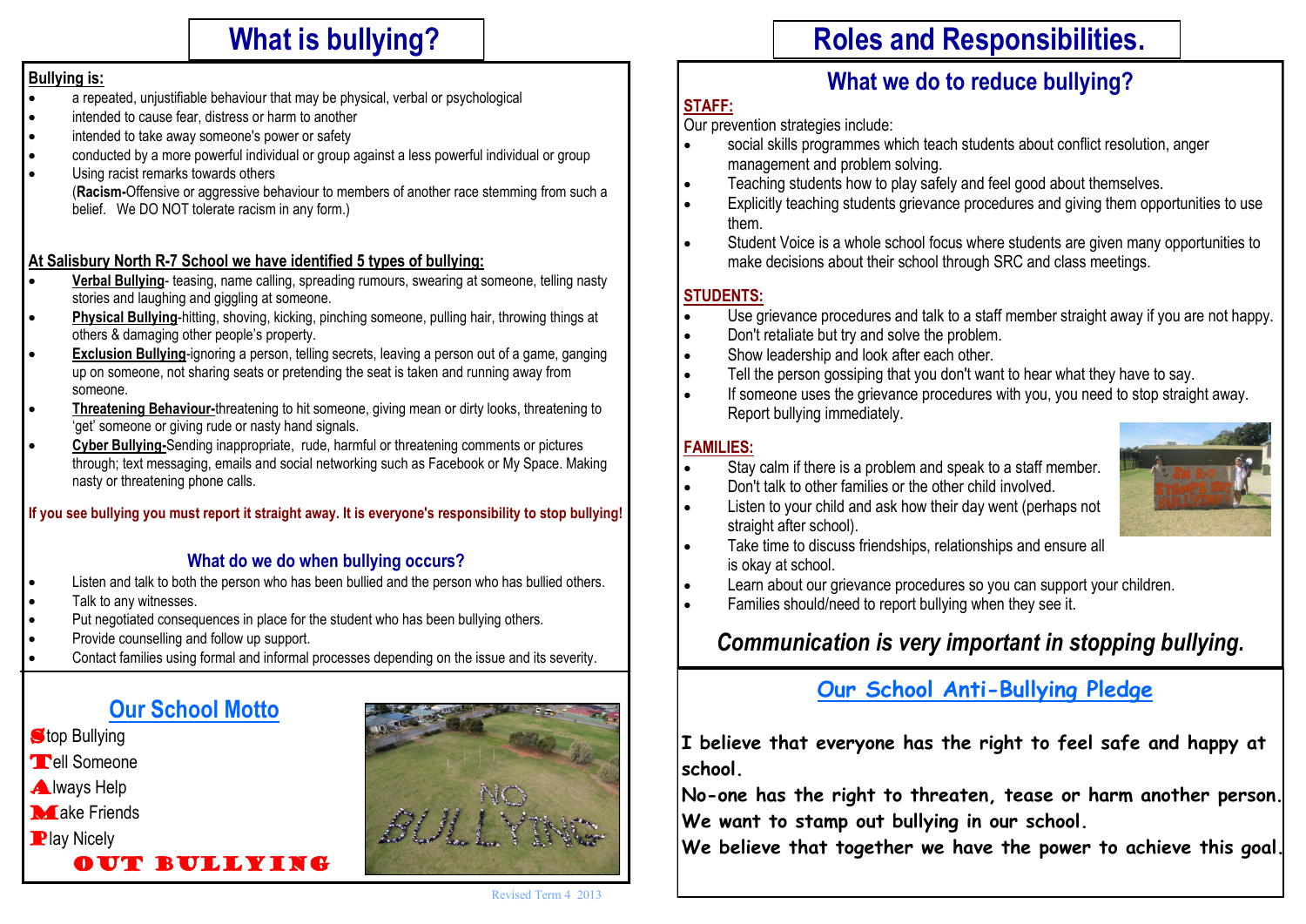# What is bullying?

**Bullying is:**

- a repeated, unjustifiable behaviour that may be physical, verbal or psychological
- intended to cause fear, distress or harm to another
- intended to take away someone's power or safety
- conducted by a more powerful individual or group against a less powerful individual or group
- Using racist remarks towards others
  (**Racism-**Offensive or aggressive behaviour to members of another race stemming from such a belief. We DO NOT tolerate racism in any form.)

**At Salisbury North R-7 School we have identified 5 types of bullying:**

- **Verbal Bullying**- teasing, name calling, spreading rumours, swearing at someone, telling nasty stories and laughing and giggling at someone.
- **Physical Bullying**-hitting, shoving, kicking, pinching someone, pulling hair, throwing things at others & damaging other people's property.
- **Exclusion Bullying**-ignoring a person, telling secrets, leaving a person out of a game, ganging up on someone, not sharing seats or pretending the seat is taken and running away from someone.
- **Threatening Behaviour-**threatening to hit someone, giving mean or dirty looks, threatening to 'get' someone or giving rude or nasty hand signals.
- **Cyber Bullying-**Sending inappropriate, rude, harmful or threatening comments or pictures through; text messaging, emails and social networking such as Facebook or My Space. Making nasty or threatening phone calls.

**If you see bullying you must report it straight away. It is everyone's responsibility to stop bullying!**

### What do we do when bullying occurs?

- Listen and talk to both the person who has been bullied and the person who has bullied others.
- Talk to any witnesses.
- Put negotiated consequences in place for the student who has been bullying others.
- Provide counselling and follow up support.
- Contact families using formal and informal processes depending on the issue and its severity.

## Our School Motto

**S**top Bullying
**T**ell Someone
**A**lways Help
**M**ake Friends
**P**lay Nicely
**OUT BULLYING**

Revised Term 4 2013

# Roles and Responsibilities.

## What we do to reduce bullying?

**STAFF:**

Our prevention strategies include:

- social skills programmes which teach students about conflict resolution, anger management and problem solving.
- Teaching students how to play safely and feel good about themselves.
- Explicitly teaching students grievance procedures and giving them opportunities to use them.
- Student Voice is a whole school focus where students are given many opportunities to make decisions about their school through SRC and class meetings.

**STUDENTS:**

- Use grievance procedures and talk to a staff member straight away if you are not happy.
- Don't retaliate but try and solve the problem.
- Show leadership and look after each other.
- Tell the person gossiping that you don't want to hear what they have to say.
- If someone uses the grievance procedures with you, you need to stop straight away. Report bullying immediately.

**FAMILIES:**

- Stay calm if there is a problem and speak to a staff member.
- Don't talk to other families or the other child involved.
- Listen to your child and ask how their day went (perhaps not straight after school).
- Take time to discuss friendships, relationships and ensure all is okay at school.
- Learn about our grievance procedures so you can support your children.
- Families should/need to report bullying when they see it.

***Communication is very important in stopping bullying.***

## Our School Anti-Bullying Pledge

**I believe that everyone has the right to feel safe and happy at school.**
**No-one has the right to threaten, tease or harm another person.**
**We want to stamp out bullying in our school.**
**We believe that together we have the power to achieve this goal.**